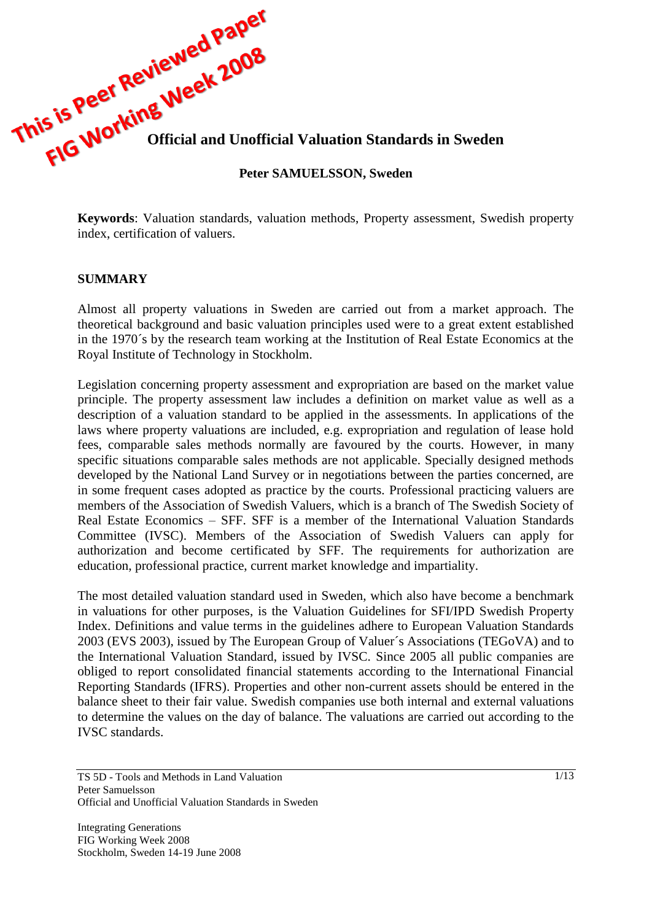This is Peer Reviewed Paper FIG Working Week 2008

# Official and Unofficial Valuation Standards in Sweden

**Peter SAMUELSSON, Sweden**

**Keywords**: Valuation standards, valuation methods, Property assessment, Swedish property index, certification of valuers.

## SUMMARY

Almost all property valuations in Sweden are carried out from a market approach. The theoretical background and basic valuation principles used were to a great extent established in the 1970´s by the research team working at the Institution of Real Estate Economics at the Royal Institute of Technology in Stockholm.

Legislation concerning property assessment and expropriation are based on the market value principle. The property assessment law includes a definition on market value as well as a description of a valuation standard to be applied in the assessments. In applications of the laws where property valuations are included, e.g. expropriation and regulation of lease hold fees, comparable sales methods normally are favoured by the courts. However, in many specific situations comparable sales methods are not applicable. Specially designed methods developed by the National Land Survey or in negotiations between the parties concerned, are in some frequent cases adopted as practice by the courts. Professional practicing valuers are members of the Association of Swedish Valuers, which is a branch of The Swedish Society of Real Estate Economics – SFF. SFF is a member of the International Valuation Standards Committee (IVSC). Members of the Association of Swedish Valuers can apply for authorization and become certificated by SFF. The requirements for authorization are education, professional practice, current market knowledge and impartiality.

The most detailed valuation standard used in Sweden, which also have become a benchmark in valuations for other purposes, is the Valuation Guidelines for SFI/IPD Swedish Property Index. Definitions and value terms in the guidelines adhere to European Valuation Standards 2003 (EVS 2003), issued by The European Group of Valuer´s Associations (TEGoVA) and to the International Valuation Standard, issued by IVSC. Since 2005 all public companies are obliged to report consolidated financial statements according to the International Financial Reporting Standards (IFRS). Properties and other non-current assets should be entered in the balance sheet to their fair value. Swedish companies use both internal and external valuations to determine the values on the day of balance. The valuations are carried out according to the IVSC standards.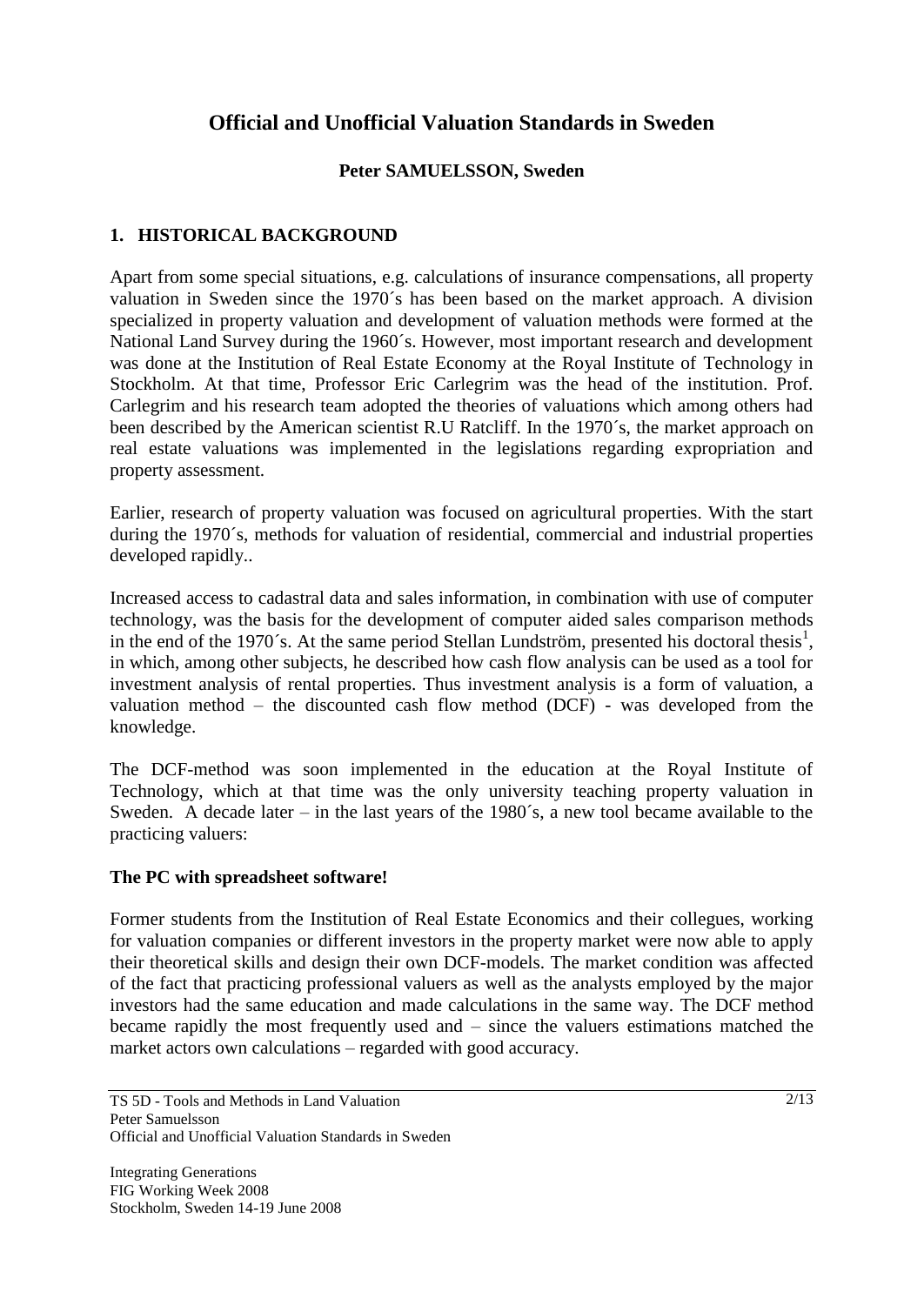# Official and Unofficial Valuation Standards in Sweden

**Peter SAMUELSSON, Sweden**

## 1. HISTORICAL BACKGROUND

Apart from some special situations, e.g. calculations of insurance compensations, all property valuation in Sweden since the 1970´s has been based on the market approach. A division specialized in property valuation and development of valuation methods were formed at the National Land Survey during the 1960´s. However, most important research and development was done at the Institution of Real Estate Economy at the Royal Institute of Technology in Stockholm. At that time, Professor Eric Carlegrim was the head of the institution. Prof. Carlegrim and his research team adopted the theories of valuations which among others had been described by the American scientist R.U Ratcliff. In the 1970´s, the market approach on real estate valuations was implemented in the legislations regarding expropriation and property assessment.

Earlier, research of property valuation was focused on agricultural properties. With the start during the 1970´s, methods for valuation of residential, commercial and industrial properties developed rapidly..

Increased access to cadastral data and sales information, in combination with use of computer technology, was the basis for the development of computer aided sales comparison methods in the end of the 1970´s. At the same period Stellan Lundström, presented his doctoral thesis[1], in which, among other subjects, he described how cash flow analysis can be used as a tool for investment analysis of rental properties. Thus investment analysis is a form of valuation, a valuation method – the discounted cash flow method (DCF) - was developed from the knowledge.

The DCF-method was soon implemented in the education at the Royal Institute of Technology, which at that time was the only university teaching property valuation in Sweden. A decade later – in the last years of the 1980´s, a new tool became available to the practicing valuers:

**The PC with spreadsheet software!**

Former students from the Institution of Real Estate Economics and their collegues, working for valuation companies or different investors in the property market were now able to apply their theoretical skills and design their own DCF-models. The market condition was affected of the fact that practicing professional valuers as well as the analysts employed by the major investors had the same education and made calculations in the same way. The DCF method became rapidly the most frequently used and – since the valuers estimations matched the market actors own calculations – regarded with good accuracy.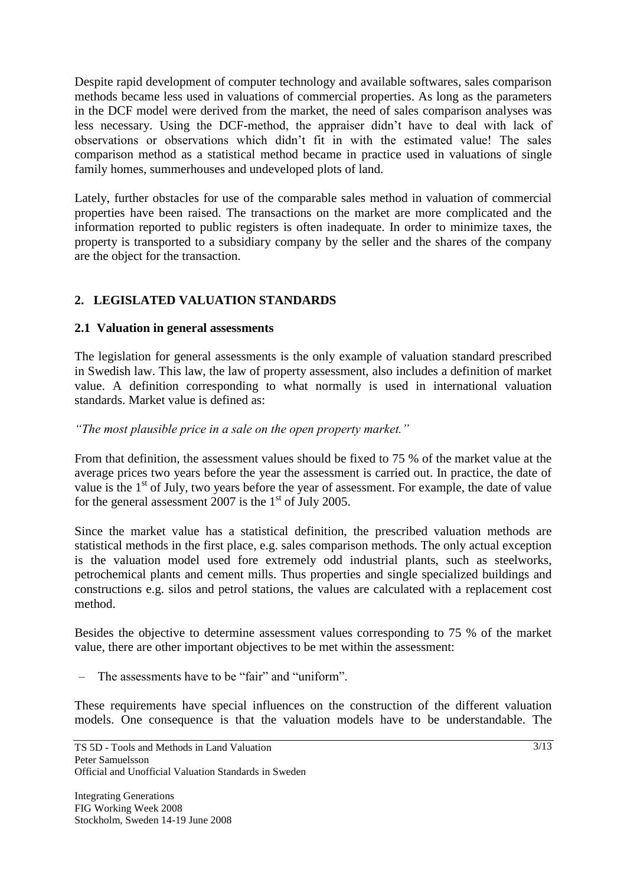Despite rapid development of computer technology and available softwares, sales comparison methods became less used in valuations of commercial properties. As long as the parameters in the DCF model were derived from the market, the need of sales comparison analyses was less necessary. Using the DCF-method, the appraiser didn't have to deal with lack of observations or observations which didn't fit in with the estimated value! The sales comparison method as a statistical method became in practice used in valuations of single family homes, summerhouses and undeveloped plots of land.

Lately, further obstacles for use of the comparable sales method in valuation of commercial properties have been raised. The transactions on the market are more complicated and the information reported to public registers is often inadequate. In order to minimize taxes, the property is transported to a subsidiary company by the seller and the shares of the company are the object for the transaction.

## 2. LEGISLATED VALUATION STANDARDS

### 2.1 Valuation in general assessments

The legislation for general assessments is the only example of valuation standard prescribed in Swedish law. This law, the law of property assessment, also includes a definition of market value. A definition corresponding to what normally is used in international valuation standards. Market value is defined as:

*"The most plausible price in a sale on the open property market."*

From that definition, the assessment values should be fixed to 75 % of the market value at the average prices two years before the year the assessment is carried out. In practice, the date of value is the 1st of July, two years before the year of assessment. For example, the date of value for the general assessment 2007 is the 1st of July 2005.

Since the market value has a statistical definition, the prescribed valuation methods are statistical methods in the first place, e.g. sales comparison methods. The only actual exception is the valuation model used fore extremely odd industrial plants, such as steelworks, petrochemical plants and cement mills. Thus properties and single specialized buildings and constructions e.g. silos and petrol stations, the values are calculated with a replacement cost method.

Besides the objective to determine assessment values corresponding to 75 % of the market value, there are other important objectives to be met within the assessment:

– The assessments have to be "fair" and "uniform".

These requirements have special influences on the construction of the different valuation models. One consequence is that the valuation models have to be understandable. The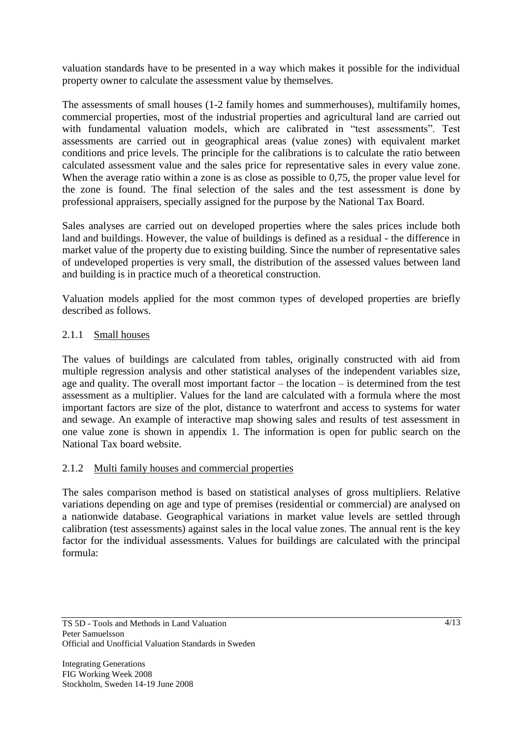valuation standards have to be presented in a way which makes it possible for the individual property owner to calculate the assessment value by themselves.

The assessments of small houses (1-2 family homes and summerhouses), multifamily homes, commercial properties, most of the industrial properties and agricultural land are carried out with fundamental valuation models, which are calibrated in "test assessments". Test assessments are carried out in geographical areas (value zones) with equivalent market conditions and price levels. The principle for the calibrations is to calculate the ratio between calculated assessment value and the sales price for representative sales in every value zone. When the average ratio within a zone is as close as possible to 0,75, the proper value level for the zone is found. The final selection of the sales and the test assessment is done by professional appraisers, specially assigned for the purpose by the National Tax Board.

Sales analyses are carried out on developed properties where the sales prices include both land and buildings. However, the value of buildings is defined as a residual - the difference in market value of the property due to existing building. Since the number of representative sales of undeveloped properties is very small, the distribution of the assessed values between land and building is in practice much of a theoretical construction.

Valuation models applied for the most common types of developed properties are briefly described as follows.

### 2.1.1 Small houses

The values of buildings are calculated from tables, originally constructed with aid from multiple regression analysis and other statistical analyses of the independent variables size, age and quality. The overall most important factor – the location – is determined from the test assessment as a multiplier. Values for the land are calculated with a formula where the most important factors are size of the plot, distance to waterfront and access to systems for water and sewage. An example of interactive map showing sales and results of test assessment in one value zone is shown in appendix 1. The information is open for public search on the National Tax board website.

### 2.1.2 Multi family houses and commercial properties

The sales comparison method is based on statistical analyses of gross multipliers. Relative variations depending on age and type of premises (residential or commercial) are analysed on a nationwide database. Geographical variations in market value levels are settled through calibration (test assessments) against sales in the local value zones. The annual rent is the key factor for the individual assessments. Values for buildings are calculated with the principal formula: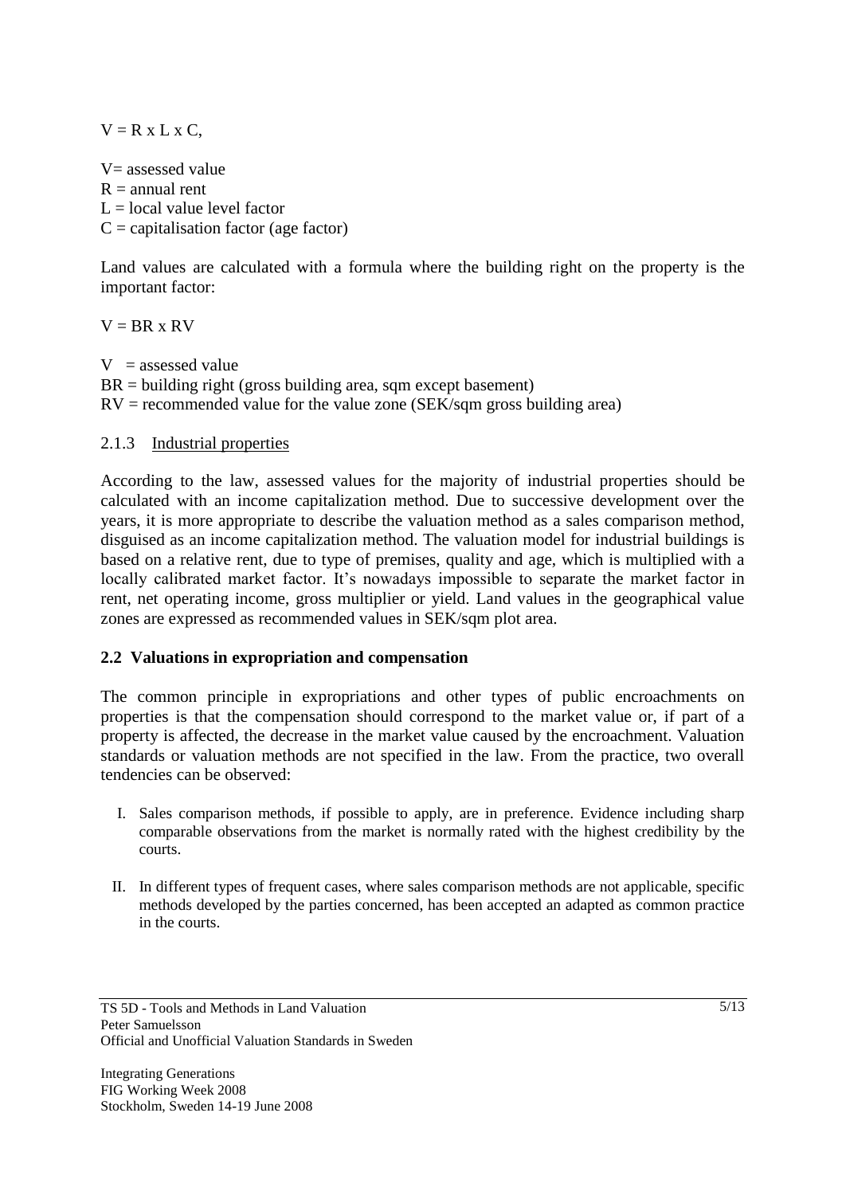$V = R \times L \times C$,

V= assessed value
R = annual rent
L = local value level factor
C = capitalisation factor (age factor)

Land values are calculated with a formula where the building right on the property is the important factor:

$V = BR \times RV$

V = assessed value
BR = building right (gross building area, sqm except basement)
RV = recommended value for the value zone (SEK/sqm gross building area)

### 2.1.3 Industrial properties

According to the law, assessed values for the majority of industrial properties should be calculated with an income capitalization method. Due to successive development over the years, it is more appropriate to describe the valuation method as a sales comparison method, disguised as an income capitalization method. The valuation model for industrial buildings is based on a relative rent, due to type of premises, quality and age, which is multiplied with a locally calibrated market factor. It's nowadays impossible to separate the market factor in rent, net operating income, gross multiplier or yield. Land values in the geographical value zones are expressed as recommended values in SEK/sqm plot area.

## 2.2 Valuations in expropriation and compensation

The common principle in expropriations and other types of public encroachments on properties is that the compensation should correspond to the market value or, if part of a property is affected, the decrease in the market value caused by the encroachment. Valuation standards or valuation methods are not specified in the law. From the practice, two overall tendencies can be observed:

I. Sales comparison methods, if possible to apply, are in preference. Evidence including sharp comparable observations from the market is normally rated with the highest credibility by the courts.

II. In different types of frequent cases, where sales comparison methods are not applicable, specific methods developed by the parties concerned, has been accepted an adapted as common practice in the courts.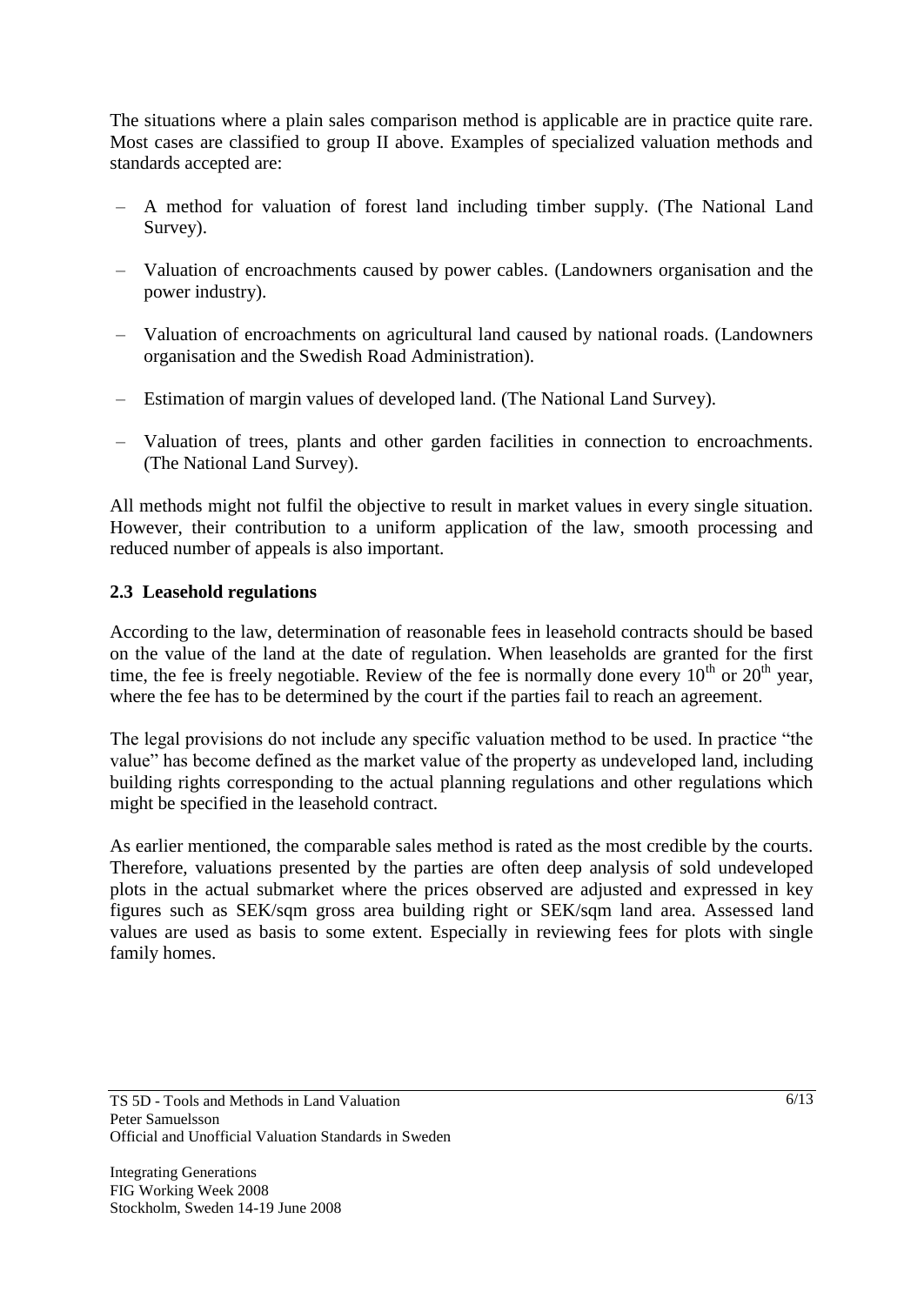The situations where a plain sales comparison method is applicable are in practice quite rare. Most cases are classified to group II above. Examples of specialized valuation methods and standards accepted are:

- A method for valuation of forest land including timber supply. (The National Land Survey).
- Valuation of encroachments caused by power cables. (Landowners organisation and the power industry).
- Valuation of encroachments on agricultural land caused by national roads. (Landowners organisation and the Swedish Road Administration).
- Estimation of margin values of developed land. (The National Land Survey).
- Valuation of trees, plants and other garden facilities in connection to encroachments. (The National Land Survey).

All methods might not fulfil the objective to result in market values in every single situation. However, their contribution to a uniform application of the law, smooth processing and reduced number of appeals is also important.

### 2.3 Leasehold regulations

According to the law, determination of reasonable fees in leasehold contracts should be based on the value of the land at the date of regulation. When leaseholds are granted for the first time, the fee is freely negotiable. Review of the fee is normally done every 10th or 20th year, where the fee has to be determined by the court if the parties fail to reach an agreement.

The legal provisions do not include any specific valuation method to be used. In practice "the value" has become defined as the market value of the property as undeveloped land, including building rights corresponding to the actual planning regulations and other regulations which might be specified in the leasehold contract.

As earlier mentioned, the comparable sales method is rated as the most credible by the courts. Therefore, valuations presented by the parties are often deep analysis of sold undeveloped plots in the actual submarket where the prices observed are adjusted and expressed in key figures such as SEK/sqm gross area building right or SEK/sqm land area. Assessed land values are used as basis to some extent. Especially in reviewing fees for plots with single family homes.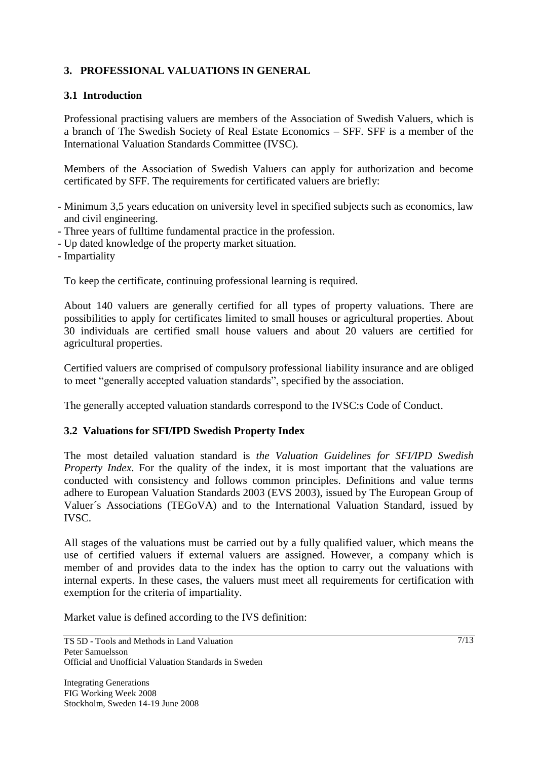## 3. PROFESSIONAL VALUATIONS IN GENERAL

### 3.1 Introduction

Professional practising valuers are members of the Association of Swedish Valuers, which is a branch of The Swedish Society of Real Estate Economics – SFF. SFF is a member of the International Valuation Standards Committee (IVSC).

Members of the Association of Swedish Valuers can apply for authorization and become certificated by SFF. The requirements for certificated valuers are briefly:

- Minimum 3,5 years education on university level in specified subjects such as economics, law and civil engineering.
- Three years of fulltime fundamental practice in the profession.
- Up dated knowledge of the property market situation.
- Impartiality

To keep the certificate, continuing professional learning is required.

About 140 valuers are generally certified for all types of property valuations. There are possibilities to apply for certificates limited to small houses or agricultural properties. About 30 individuals are certified small house valuers and about 20 valuers are certified for agricultural properties.

Certified valuers are comprised of compulsory professional liability insurance and are obliged to meet "generally accepted valuation standards", specified by the association.

The generally accepted valuation standards correspond to the IVSC:s Code of Conduct.

### 3.2 Valuations for SFI/IPD Swedish Property Index

The most detailed valuation standard is *the Valuation Guidelines for SFI/IPD Swedish Property Index*. For the quality of the index, it is most important that the valuations are conducted with consistency and follows common principles. Definitions and value terms adhere to European Valuation Standards 2003 (EVS 2003), issued by The European Group of Valuer´s Associations (TEGoVA) and to the International Valuation Standard, issued by IVSC.

All stages of the valuations must be carried out by a fully qualified valuer, which means the use of certified valuers if external valuers are assigned. However, a company which is member of and provides data to the index has the option to carry out the valuations with internal experts. In these cases, the valuers must meet all requirements for certification with exemption for the criteria of impartiality.

Market value is defined according to the IVS definition: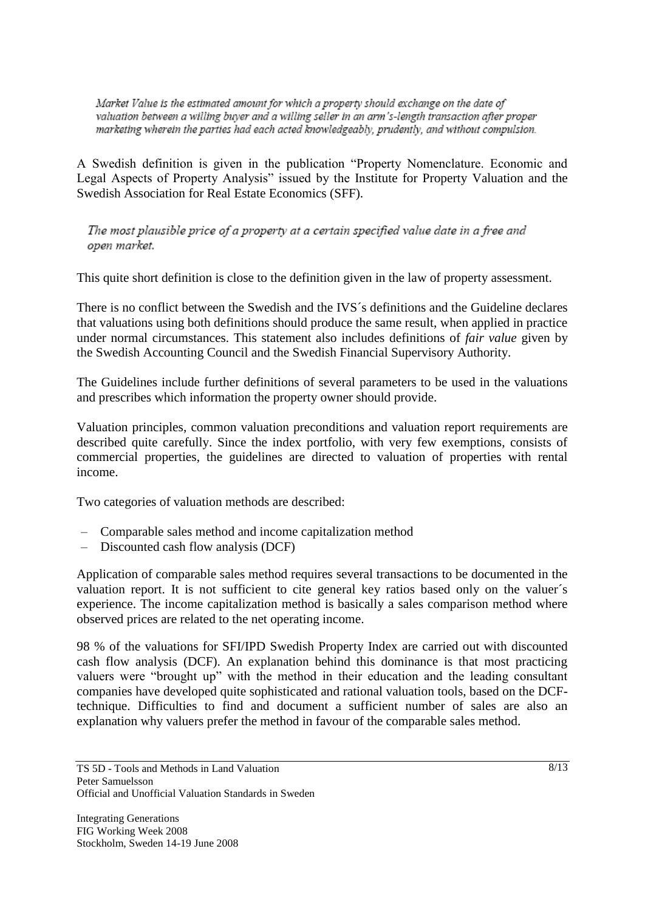> *Market Value is the estimated amount for which a property should exchange on the date of valuation between a willing buyer and a willing seller in an arm's-length transaction after proper marketing wherein the parties had each acted knowledgeably, prudently, and without compulsion.*

A Swedish definition is given in the publication "Property Nomenclature. Economic and Legal Aspects of Property Analysis" issued by the Institute for Property Valuation and the Swedish Association for Real Estate Economics (SFF).

> *The most plausible price of a property at a certain specified value date in a free and open market.*

This quite short definition is close to the definition given in the law of property assessment.

There is no conflict between the Swedish and the IVS´s definitions and the Guideline declares that valuations using both definitions should produce the same result, when applied in practice under normal circumstances. This statement also includes definitions of *fair value* given by the Swedish Accounting Council and the Swedish Financial Supervisory Authority.

The Guidelines include further definitions of several parameters to be used in the valuations and prescribes which information the property owner should provide.

Valuation principles, common valuation preconditions and valuation report requirements are described quite carefully. Since the index portfolio, with very few exemptions, consists of commercial properties, the guidelines are directed to valuation of properties with rental income.

Two categories of valuation methods are described:

- Comparable sales method and income capitalization method
- Discounted cash flow analysis (DCF)

Application of comparable sales method requires several transactions to be documented in the valuation report. It is not sufficient to cite general key ratios based only on the valuer´s experience. The income capitalization method is basically a sales comparison method where observed prices are related to the net operating income.

98 % of the valuations for SFI/IPD Swedish Property Index are carried out with discounted cash flow analysis (DCF). An explanation behind this dominance is that most practicing valuers were "brought up" with the method in their education and the leading consultant companies have developed quite sophisticated and rational valuation tools, based on the DCF-technique. Difficulties to find and document a sufficient number of sales are also an explanation why valuers prefer the method in favour of the comparable sales method.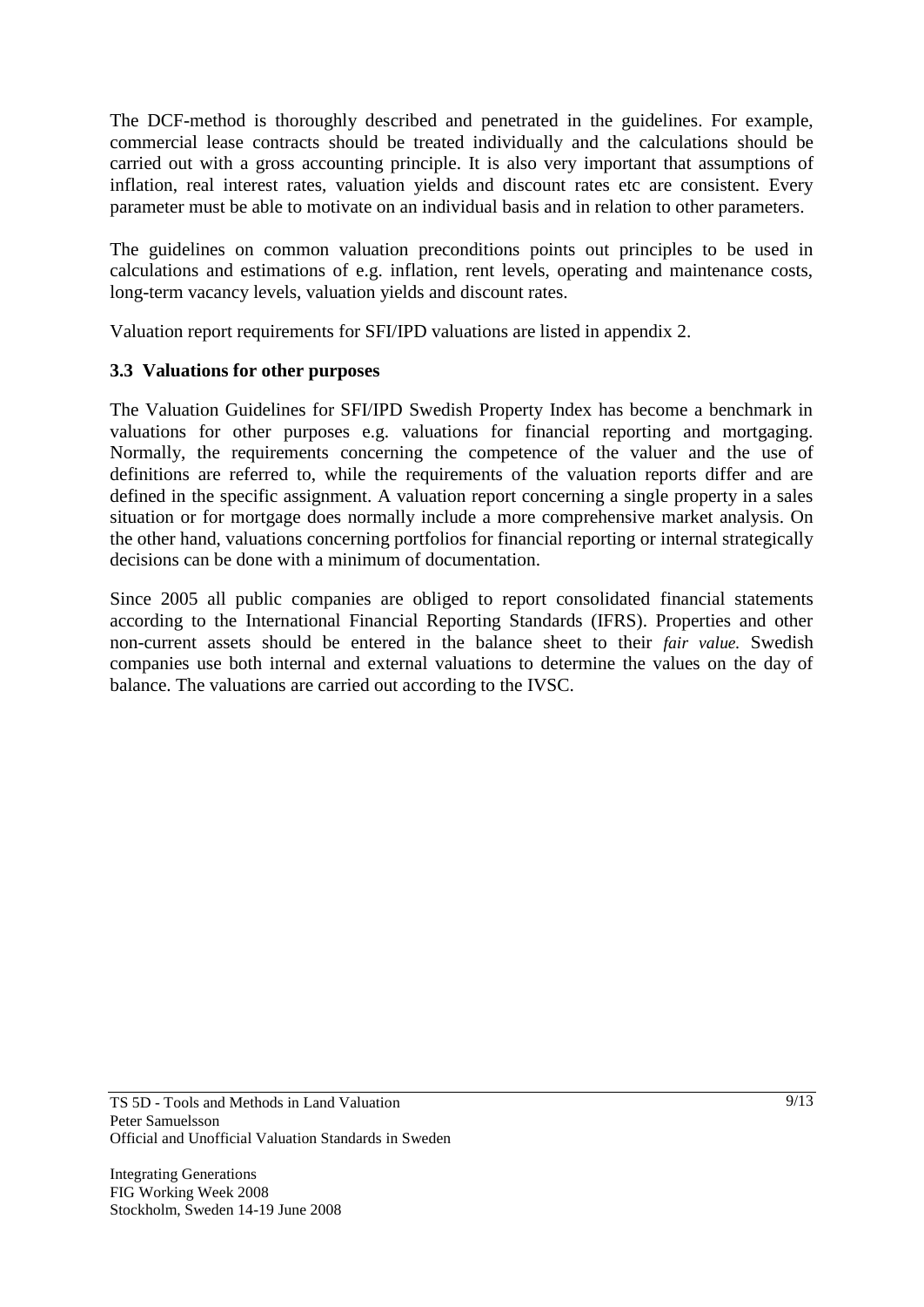The DCF-method is thoroughly described and penetrated in the guidelines. For example, commercial lease contracts should be treated individually and the calculations should be carried out with a gross accounting principle. It is also very important that assumptions of inflation, real interest rates, valuation yields and discount rates etc are consistent. Every parameter must be able to motivate on an individual basis and in relation to other parameters.

The guidelines on common valuation preconditions points out principles to be used in calculations and estimations of e.g. inflation, rent levels, operating and maintenance costs, long-term vacancy levels, valuation yields and discount rates.

Valuation report requirements for SFI/IPD valuations are listed in appendix 2.

### 3.3 Valuations for other purposes

The Valuation Guidelines for SFI/IPD Swedish Property Index has become a benchmark in valuations for other purposes e.g. valuations for financial reporting and mortgaging. Normally, the requirements concerning the competence of the valuer and the use of definitions are referred to, while the requirements of the valuation reports differ and are defined in the specific assignment. A valuation report concerning a single property in a sales situation or for mortgage does normally include a more comprehensive market analysis. On the other hand, valuations concerning portfolios for financial reporting or internal strategically decisions can be done with a minimum of documentation.

Since 2005 all public companies are obliged to report consolidated financial statements according to the International Financial Reporting Standards (IFRS). Properties and other non-current assets should be entered in the balance sheet to their *fair value.* Swedish companies use both internal and external valuations to determine the values on the day of balance. The valuations are carried out according to the IVSC.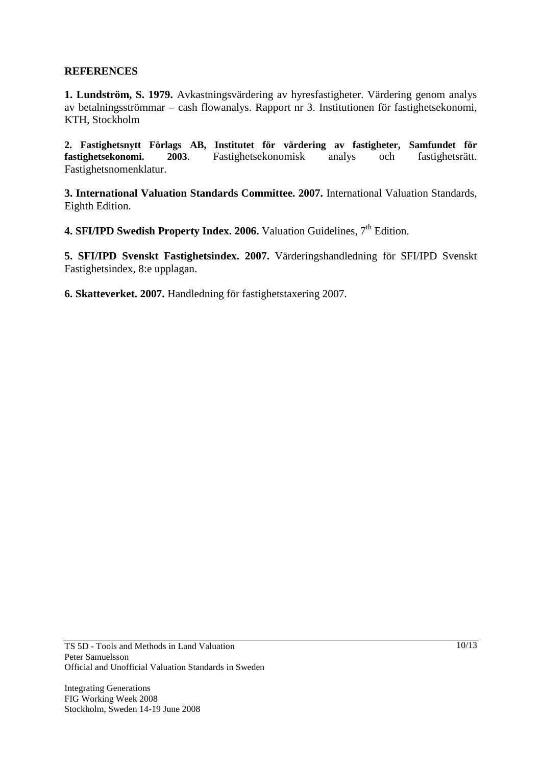## REFERENCES

**1. Lundström, S. 1979.** Avkastningsvärdering av hyresfastigheter. Värdering genom analys av betalningsströmmar – cash flowanalys. Rapport nr 3. Institutionen för fastighetsekonomi, KTH, Stockholm

**2. Fastighetsnytt Förlags AB, Institutet för värdering av fastigheter, Samfundet för fastighetsekonomi. 2003**. Fastighetsekonomisk analys och fastighetsrätt. Fastighetsnomenklatur.

**3. International Valuation Standards Committee. 2007.** International Valuation Standards, Eighth Edition.

**4. SFI/IPD Swedish Property Index. 2006.** Valuation Guidelines, 7th Edition.

**5. SFI/IPD Svenskt Fastighetsindex. 2007.** Värderingshandledning för SFI/IPD Svenskt Fastighetsindex, 8:e upplagan.

**6. Skatteverket. 2007.** Handledning för fastighetstaxering 2007.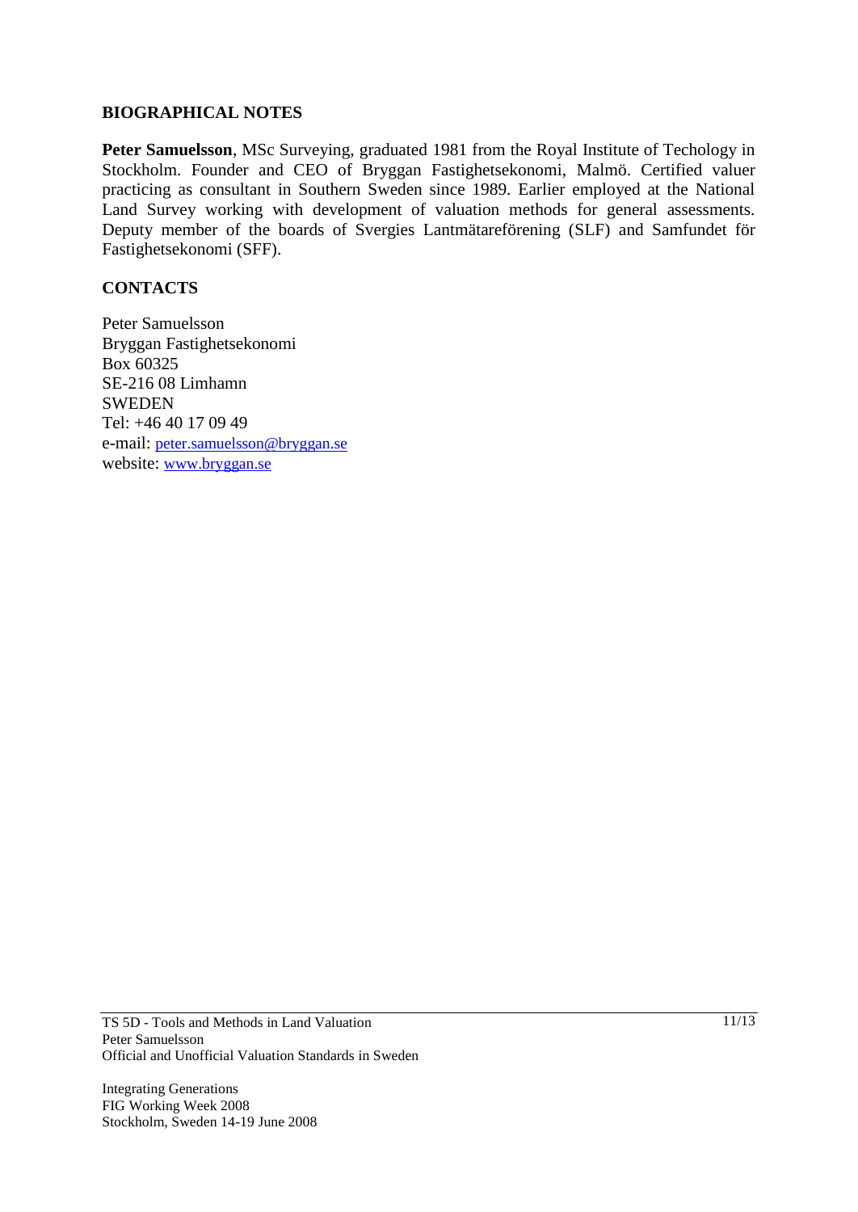## BIOGRAPHICAL NOTES

**Peter Samuelsson**, MSc Surveying, graduated 1981 from the Royal Institute of Techology in Stockholm. Founder and CEO of Bryggan Fastighetsekonomi, Malmö. Certified valuer practicing as consultant in Southern Sweden since 1989. Earlier employed at the National Land Survey working with development of valuation methods for general assessments. Deputy member of the boards of Svergies Lantmätareförening (SLF) and Samfundet för Fastighetsekonomi (SFF).

## CONTACTS

Peter Samuelsson  
Bryggan Fastighetsekonomi  
Box 60325  
SE-216 08 Limhamn  
SWEDEN  
Tel: +46 40 17 09 49  
e-mail: peter.samuelsson@bryggan.se  
website: www.bryggan.se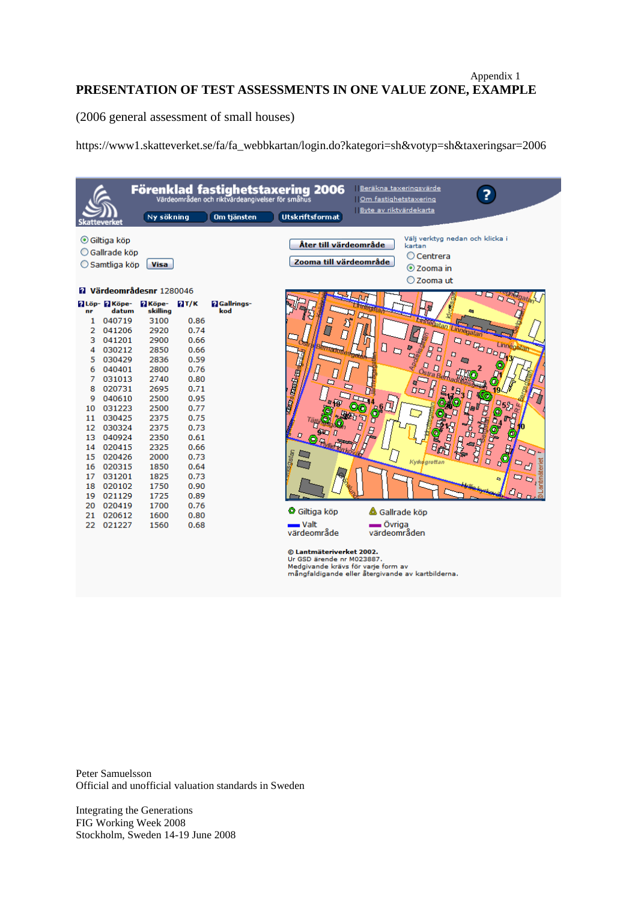Appendix 1

## PRESENTATION OF TEST ASSESSMENTS IN ONE VALUE ZONE, EXAMPLE

(2006 general assessment of small houses)

https://www1.skatteverket.se/fa/fa_webbkartan/login.do?kategori=sh&votyp=sh&taxeringsar=2006

**Förenklad fastighetstaxering 2006**
Värdeområden och riktvärdeangivelser för småhus

Skatteverket

Ny sökning | Om tjänsten | Utskriftsformat

Beräkna taxeringsvärde
Om fastighetstaxering
Byte av riktvärdekarta

- Giltiga köp
- Gallrade köp
- Samtliga köp

Visa

Åter till värdeområde
Zooma till värdeområde

Välj verktyg nedan och klicka i kartan
- Centrera
- Zooma in
- Zooma ut

**Värdeområdesnr** 1280046

| Löp-nr | Köpe-datum | Köpe-skilling | T/K | Gallrings-kod |
|---|---|---|---|---|
| 1 | 040719 | 3100 | 0.86 | |
| 2 | 041206 | 2920 | 0.74 | |
| 3 | 041201 | 2900 | 0.66 | |
| 4 | 030212 | 2850 | 0.66 | |
| 5 | 030429 | 2836 | 0.59 | |
| 6 | 040401 | 2800 | 0.76 | |
| 7 | 031013 | 2740 | 0.80 | |
| 8 | 020731 | 2695 | 0.71 | |
| 9 | 040610 | 2500 | 0.95 | |
| 10 | 031223 | 2500 | 0.77 | |
| 11 | 030425 | 2375 | 0.75 | |
| 12 | 030324 | 2375 | 0.73 | |
| 13 | 040924 | 2350 | 0.61 | |
| 14 | 020415 | 2325 | 0.66 | |
| 15 | 020426 | 2000 | 0.73 | |
| 16 | 020315 | 1850 | 0.64 | |
| 17 | 031201 | 1825 | 0.73 | |
| 18 | 020102 | 1750 | 0.90 | |
| 19 | 021129 | 1725 | 0.89 | |
| 20 | 020419 | 1700 | 0.76 | |
| 21 | 020612 | 1600 | 0.80 | |
| 22 | 021227 | 1560 | 0.68 | |

Giltiga köp
Gallrade köp
Valt värdeområde
Övriga värdeområden

© Lantmäteriverket 2002.
Ur GSD ärende nr M023887.
Medgivande krävs för varje form av mångfaldigande eller återgivande av kartbilderna.

Peter Samuelsson
Official and unofficial valuation standards in Sweden

Integrating the Generations
FIG Working Week 2008
Stockholm, Sweden 14-19 June 2008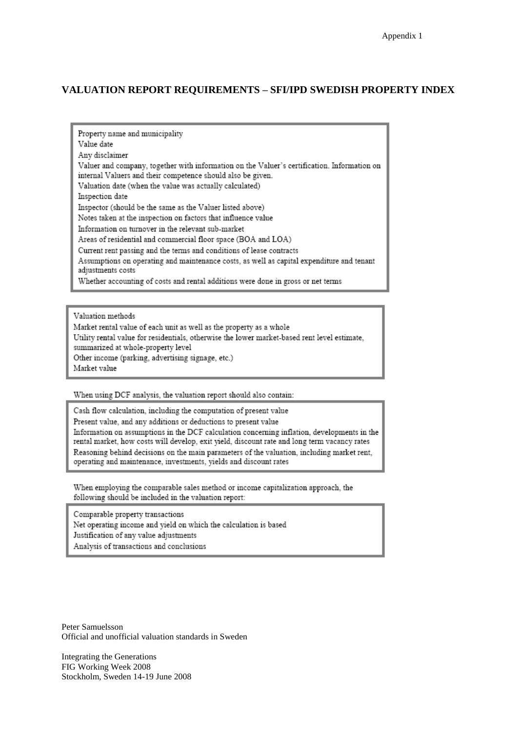Appendix 1

## VALUATION REPORT REQUIREMENTS – SFI/IPD SWEDISH PROPERTY INDEX

- Property name and municipality
- Value date
- Any disclaimer
- Valuer and company, together with information on the Valuer's certification. Information on internal Valuers and their competence should also be given.
- Valuation date (when the value was actually calculated)
- Inspection date
- Inspector (should be the same as the Valuer listed above)
- Notes taken at the inspection on factors that influence value
- Information on turnover in the relevant sub-market
- Areas of residential and commercial floor space (BOA and LOA)
- Current rent passing and the terms and conditions of lease contracts
- Assumptions on operating and maintenance costs, as well as capital expenditure and tenant adjustments costs
- Whether accounting of costs and rental additions were done in gross or net terms

---

- Valuation methods
- Market rental value of each unit as well as the property as a whole
- Utility rental value for residentials, otherwise the lower market-based rent level estimate, summarized at whole-property level
- Other income (parking, advertising signage, etc.)
- Market value

When using DCF analysis, the valuation report should also contain:

- Cash flow calculation, including the computation of present value
- Present value, and any additions or deductions to present value
- Information on assumptions in the DCF calculation concerning inflation, developments in the rental market, how costs will develop, exit yield, discount rate and long term vacancy rates
- Reasoning behind decisions on the main parameters of the valuation, including market rent, operating and maintenance, investments, yields and discount rates

When employing the comparable sales method or income capitalization approach, the following should be included in the valuation report:

- Comparable property transactions
- Net operating income and yield on which the calculation is based
- Justification of any value adjustments
- Analysis of transactions and conclusions